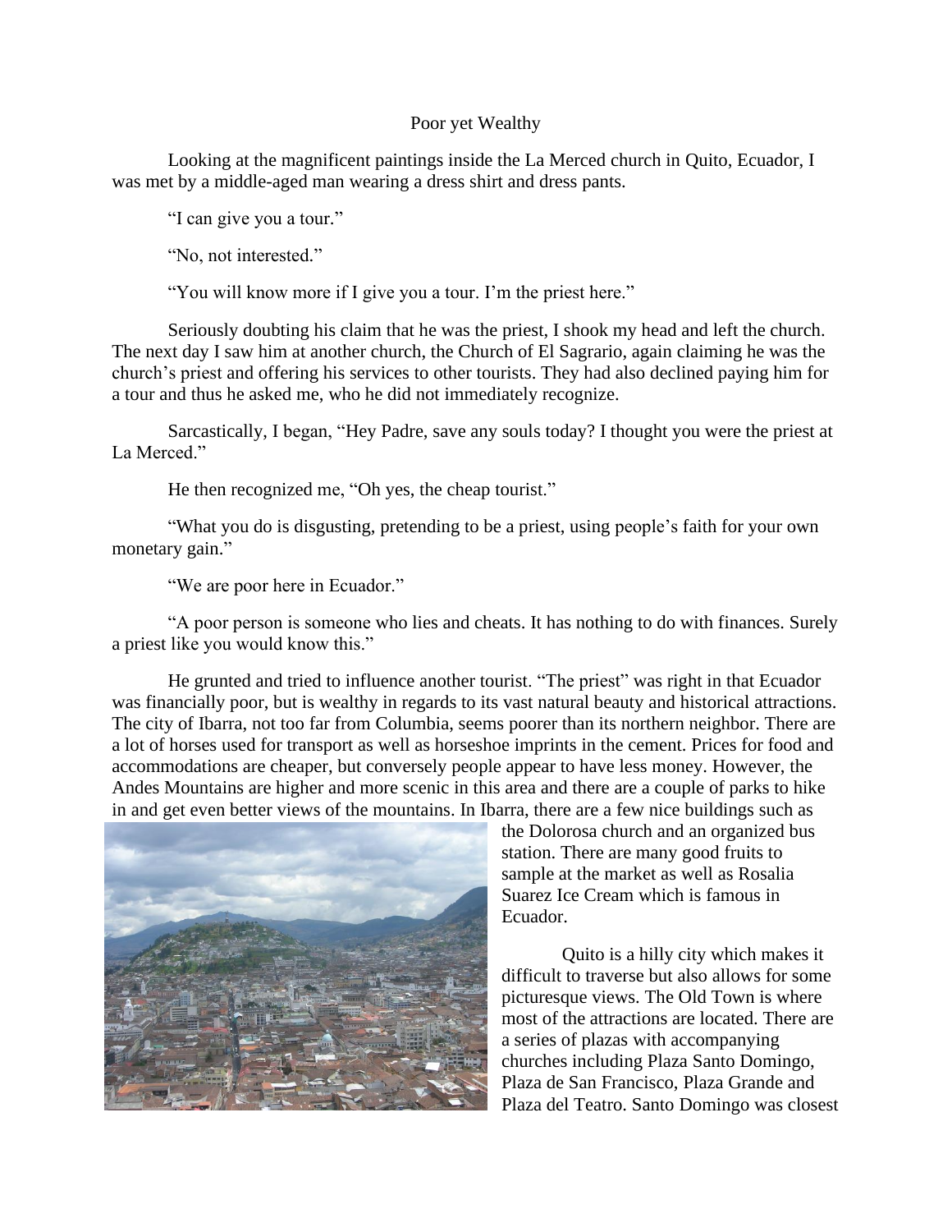# Poor yet Wealthy

Looking at the magnificent paintings inside the La Merced church in Quito, Ecuador, I was met by a middle-aged man wearing a dress shirt and dress pants.

"I can give you a tour."

"No, not interested."

"You will know more if I give you a tour. I'm the priest here."

Seriously doubting his claim that he was the priest, I shook my head and left the church. The next day I saw him at another church, the Church of El Sagrario, again claiming he was the church's priest and offering his services to other tourists. They had also declined paying him for a tour and thus he asked me, who he did not immediately recognize.

Sarcastically, I began, "Hey Padre, save any souls today? I thought you were the priest at La Merced."

He then recognized me, "Oh yes, the cheap tourist."

"What you do is disgusting, pretending to be a priest, using people's faith for your own monetary gain."

"We are poor here in Ecuador."

"A poor person is someone who lies and cheats. It has nothing to do with finances. Surely a priest like you would know this."

He grunted and tried to influence another tourist. "The priest" was right in that Ecuador was financially poor, but is wealthy in regards to its vast natural beauty and historical attractions. The city of Ibarra, not too far from Columbia, seems poorer than its northern neighbor. There are a lot of horses used for transport as well as horseshoe imprints in the cement. Prices for food and accommodations are cheaper, but conversely people appear to have less money. However, the Andes Mountains are higher and more scenic in this area and there are a couple of parks to hike in and get even better views of the mountains. In Ibarra, there are a few nice buildings such as the Dolorosa church and an organized bus station. There are many good fruits to sample at the market as well as Rosalia Suarez Ice Cream which is famous in Ecuador.

Quito is a hilly city which makes it difficult to traverse but also allows for some picturesque views. The Old Town is where most of the attractions are located. There are a series of plazas with accompanying churches including Plaza Santo Domingo, Plaza de San Francisco, Plaza Grande and Plaza del Teatro. Santo Domingo was closest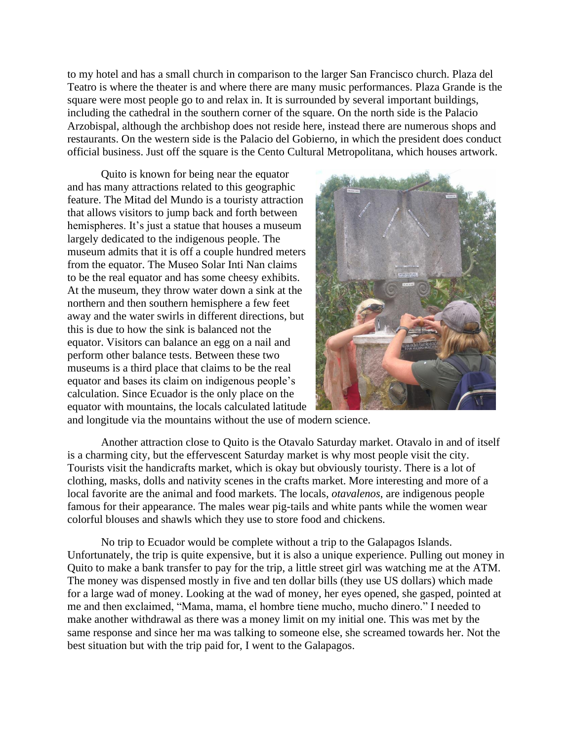to my hotel and has a small church in comparison to the larger San Francisco church. Plaza del Teatro is where the theater is and where there are many music performances. Plaza Grande is the square were most people go to and relax in. It is surrounded by several important buildings, including the cathedral in the southern corner of the square. On the north side is the Palacio Arzobispal, although the archbishop does not reside here, instead there are numerous shops and restaurants. On the western side is the Palacio del Gobierno, in which the president does conduct official business. Just off the square is the Cento Cultural Metropolitana, which houses artwork.

Quito is known for being near the equator and has many attractions related to this geographic feature. The Mitad del Mundo is a touristy attraction that allows visitors to jump back and forth between hemispheres. It's just a statue that houses a museum largely dedicated to the indigenous people. The museum admits that it is off a couple hundred meters from the equator. The Museo Solar Inti Nan claims to be the real equator and has some cheesy exhibits. At the museum, they throw water down a sink at the northern and then southern hemisphere a few feet away and the water swirls in different directions, but this is due to how the sink is balanced not the equator. Visitors can balance an egg on a nail and perform other balance tests. Between these two museums is a third place that claims to be the real equator and bases its claim on indigenous people's calculation. Since Ecuador is the only place on the equator with mountains, the locals calculated latitude and longitude via the mountains without the use of modern science.

Another attraction close to Quito is the Otavalo Saturday market. Otavalo in and of itself is a charming city, but the effervescent Saturday market is why most people visit the city. Tourists visit the handicrafts market, which is okay but obviously touristy. There is a lot of clothing, masks, dolls and nativity scenes in the crafts market. More interesting and more of a local favorite are the animal and food markets. The locals, *otavalenos*, are indigenous people famous for their appearance. The males wear pig-tails and white pants while the women wear colorful blouses and shawls which they use to store food and chickens.

No trip to Ecuador would be complete without a trip to the Galapagos Islands. Unfortunately, the trip is quite expensive, but it is also a unique experience. Pulling out money in Quito to make a bank transfer to pay for the trip, a little street girl was watching me at the ATM. The money was dispensed mostly in five and ten dollar bills (they use US dollars) which made for a large wad of money. Looking at the wad of money, her eyes opened, she gasped, pointed at me and then exclaimed, "Mama, mama, el hombre tiene mucho, mucho dinero." I needed to make another withdrawal as there was a money limit on my initial one. This was met by the same response and since her ma was talking to someone else, she screamed towards her. Not the best situation but with the trip paid for, I went to the Galapagos.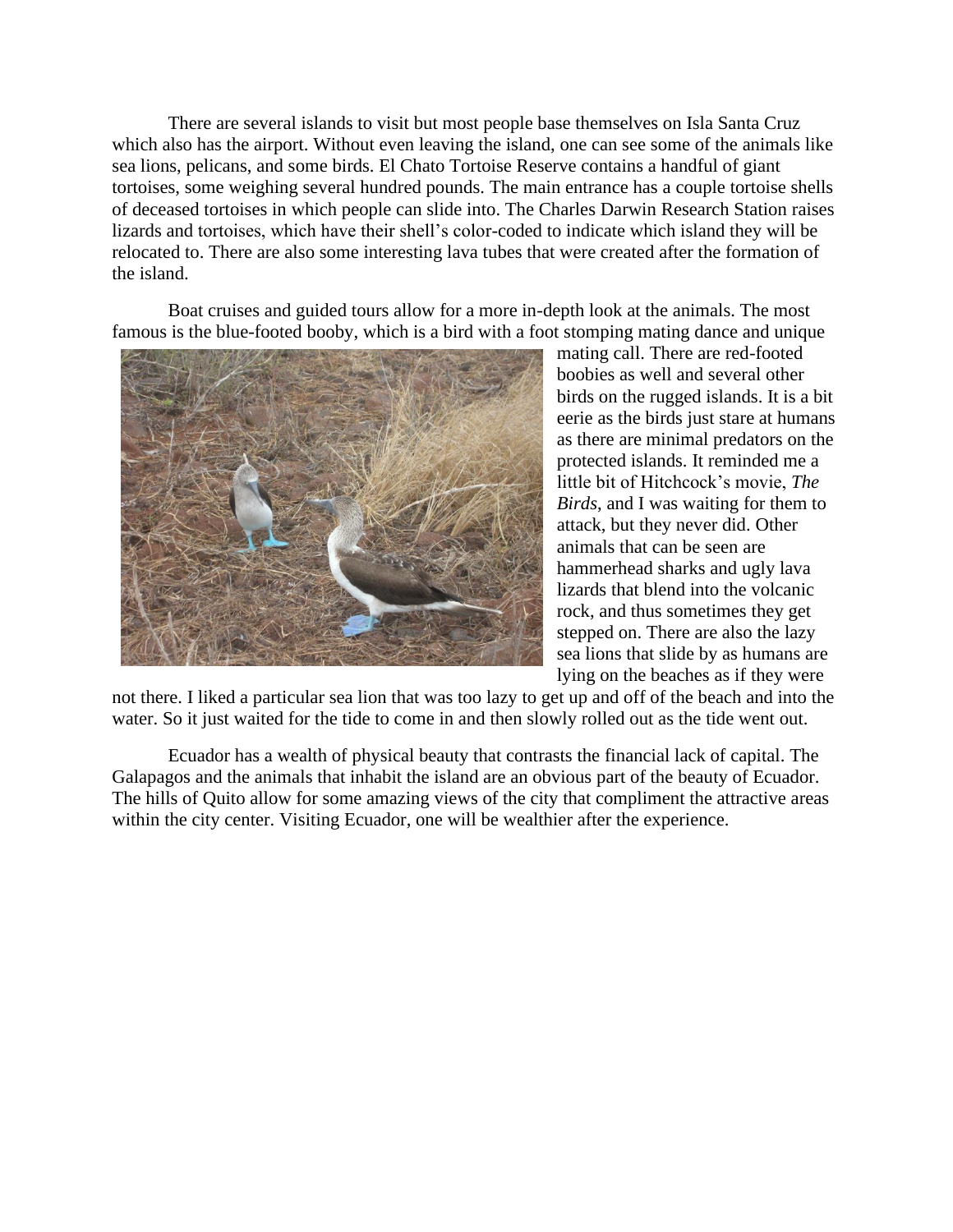There are several islands to visit but most people base themselves on Isla Santa Cruz which also has the airport. Without even leaving the island, one can see some of the animals like sea lions, pelicans, and some birds. El Chato Tortoise Reserve contains a handful of giant tortoises, some weighing several hundred pounds. The main entrance has a couple tortoise shells of deceased tortoises in which people can slide into. The Charles Darwin Research Station raises lizards and tortoises, which have their shell's color-coded to indicate which island they will be relocated to. There are also some interesting lava tubes that were created after the formation of the island.

Boat cruises and guided tours allow for a more in-depth look at the animals. The most famous is the blue-footed booby, which is a bird with a foot stomping mating dance and unique mating call. There are red-footed boobies as well and several other birds on the rugged islands. It is a bit eerie as the birds just stare at humans as there are minimal predators on the protected islands. It reminded me a little bit of Hitchcock's movie, *The Birds*, and I was waiting for them to attack, but they never did. Other animals that can be seen are hammerhead sharks and ugly lava lizards that blend into the volcanic rock, and thus sometimes they get stepped on. There are also the lazy sea lions that slide by as humans are lying on the beaches as if they were not there. I liked a particular sea lion that was too lazy to get up and off of the beach and into the water. So it just waited for the tide to come in and then slowly rolled out as the tide went out.

Ecuador has a wealth of physical beauty that contrasts the financial lack of capital. The Galapagos and the animals that inhabit the island are an obvious part of the beauty of Ecuador. The hills of Quito allow for some amazing views of the city that compliment the attractive areas within the city center. Visiting Ecuador, one will be wealthier after the experience.